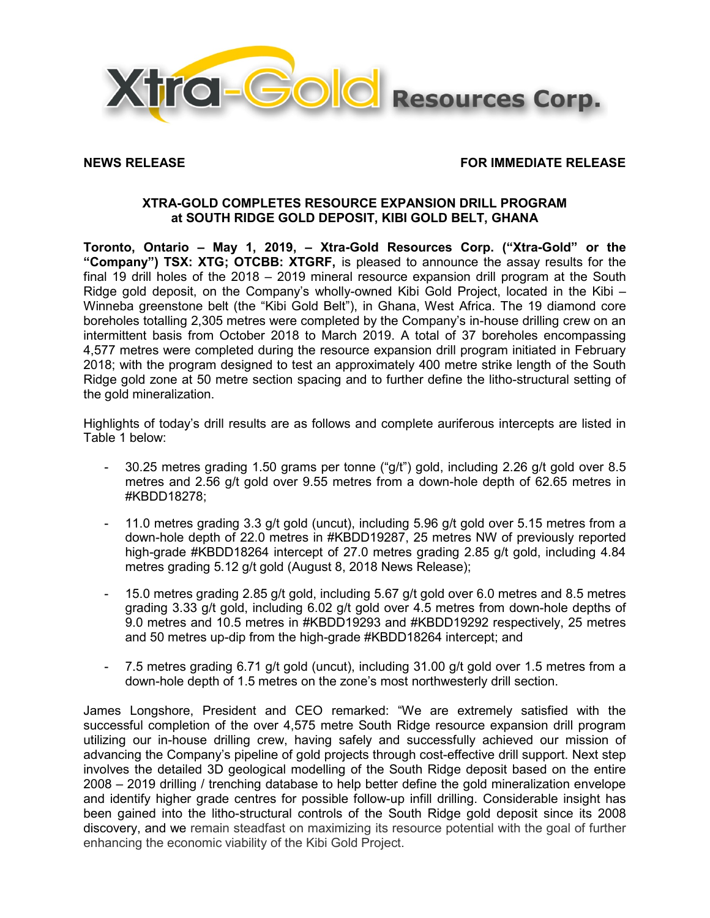**Xtra-Gold Resources Corp.**

**NEWS RELEASE** **FOR IMMEDIATE RELEASE**

# XTRA-GOLD COMPLETES RESOURCE EXPANSION DRILL PROGRAM at SOUTH RIDGE GOLD DEPOSIT, KIBI GOLD BELT, GHANA

**Toronto, Ontario – May 1, 2019, – Xtra-Gold Resources Corp. ("Xtra-Gold" or the "Company") TSX: XTG; OTCBB: XTGRF,** is pleased to announce the assay results for the final 19 drill holes of the 2018 – 2019 mineral resource expansion drill program at the South Ridge gold deposit, on the Company's wholly-owned Kibi Gold Project, located in the Kibi – Winneba greenstone belt (the "Kibi Gold Belt"), in Ghana, West Africa. The 19 diamond core boreholes totalling 2,305 metres were completed by the Company's in-house drilling crew on an intermittent basis from October 2018 to March 2019. A total of 37 boreholes encompassing 4,577 metres were completed during the resource expansion drill program initiated in February 2018; with the program designed to test an approximately 400 metre strike length of the South Ridge gold zone at 50 metre section spacing and to further define the litho-structural setting of the gold mineralization.

Highlights of today's drill results are as follows and complete auriferous intercepts are listed in Table 1 below:

- 30.25 metres grading 1.50 grams per tonne ("g/t") gold, including 2.26 g/t gold over 8.5 metres and 2.56 g/t gold over 9.55 metres from a down-hole depth of 62.65 metres in #KBDD18278;
- 11.0 metres grading 3.3 g/t gold (uncut), including 5.96 g/t gold over 5.15 metres from a down-hole depth of 22.0 metres in #KBDD19287, 25 metres NW of previously reported high-grade #KBDD18264 intercept of 27.0 metres grading 2.85 g/t gold, including 4.84 metres grading 5.12 g/t gold (August 8, 2018 News Release);
- 15.0 metres grading 2.85 g/t gold, including 5.67 g/t gold over 6.0 metres and 8.5 metres grading 3.33 g/t gold, including 6.02 g/t gold over 4.5 metres from down-hole depths of 9.0 metres and 10.5 metres in #KBDD19293 and #KBDD19292 respectively, 25 metres and 50 metres up-dip from the high-grade #KBDD18264 intercept; and
- 7.5 metres grading 6.71 g/t gold (uncut), including 31.00 g/t gold over 1.5 metres from a down-hole depth of 1.5 metres on the zone's most northwesterly drill section.

James Longshore, President and CEO remarked: "We are extremely satisfied with the successful completion of the over 4,575 metre South Ridge resource expansion drill program utilizing our in-house drilling crew, having safely and successfully achieved our mission of advancing the Company's pipeline of gold projects through cost-effective drill support. Next step involves the detailed 3D geological modelling of the South Ridge deposit based on the entire 2008 – 2019 drilling / trenching database to help better define the gold mineralization envelope and identify higher grade centres for possible follow-up infill drilling. Considerable insight has been gained into the litho-structural controls of the South Ridge gold deposit since its 2008 discovery, and we remain steadfast on maximizing its resource potential with the goal of further enhancing the economic viability of the Kibi Gold Project.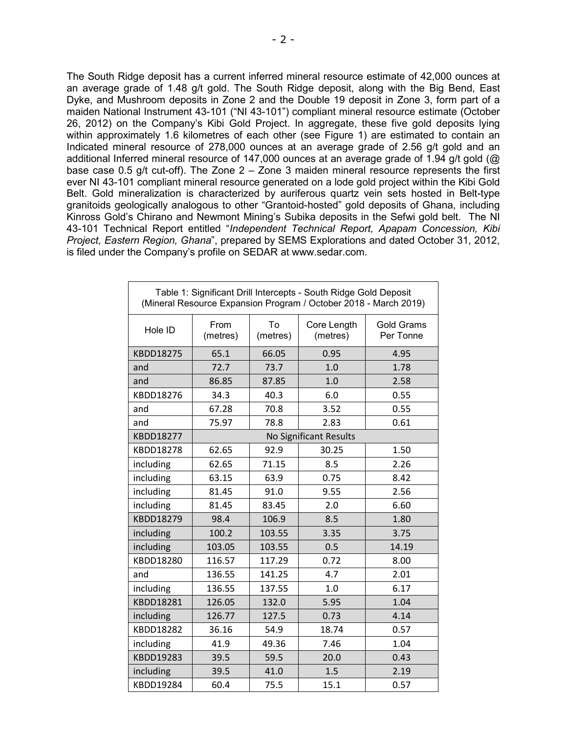The South Ridge deposit has a current inferred mineral resource estimate of 42,000 ounces at an average grade of 1.48 g/t gold. The South Ridge deposit, along with the Big Bend, East Dyke, and Mushroom deposits in Zone 2 and the Double 19 deposit in Zone 3, form part of a maiden National Instrument 43-101 ("NI 43-101") compliant mineral resource estimate (October 26, 2012) on the Company's Kibi Gold Project. In aggregate, these five gold deposits lying within approximately 1.6 kilometres of each other (see Figure 1) are estimated to contain an Indicated mineral resource of 278,000 ounces at an average grade of 2.56 g/t gold and an additional Inferred mineral resource of 147,000 ounces at an average grade of 1.94 g/t gold (@ base case 0.5 g/t cut-off). The Zone 2 – Zone 3 maiden mineral resource represents the first ever NI 43-101 compliant mineral resource generated on a lode gold project within the Kibi Gold Belt. Gold mineralization is characterized by auriferous quartz vein sets hosted in Belt-type granitoids geologically analogous to other "Grantoid-hosted" gold deposits of Ghana, including Kinross Gold's Chirano and Newmont Mining's Subika deposits in the Sefwi gold belt. The NI 43-101 Technical Report entitled "*Independent Technical Report, Apapam Concession, Kibi Project, Eastern Region, Ghana*", prepared by SEMS Explorations and dated October 31, 2012, is filed under the Company's profile on SEDAR at www.sedar.com.

Table 1: Significant Drill Intercepts - South Ridge Gold Deposit (Mineral Resource Expansion Program / October 2018 - March 2019)

| Hole ID | From (metres) | To (metres) | Core Length (metres) | Gold Grams Per Tonne |
|---|---|---|---|---|
| KBDD18275 | 65.1 | 66.05 | 0.95 | 4.95 |
| and | 72.7 | 73.7 | 1.0 | 1.78 |
| and | 86.85 | 87.85 | 1.0 | 2.58 |
| KBDD18276 | 34.3 | 40.3 | 6.0 | 0.55 |
| and | 67.28 | 70.8 | 3.52 | 0.55 |
| and | 75.97 | 78.8 | 2.83 | 0.61 |
| KBDD18277 | No Significant Results | | | |
| KBDD18278 | 62.65 | 92.9 | 30.25 | 1.50 |
| including | 62.65 | 71.15 | 8.5 | 2.26 |
| including | 63.15 | 63.9 | 0.75 | 8.42 |
| including | 81.45 | 91.0 | 9.55 | 2.56 |
| including | 81.45 | 83.45 | 2.0 | 6.60 |
| KBDD18279 | 98.4 | 106.9 | 8.5 | 1.80 |
| including | 100.2 | 103.55 | 3.35 | 3.75 |
| including | 103.05 | 103.55 | 0.5 | 14.19 |
| KBDD18280 | 116.57 | 117.29 | 0.72 | 8.00 |
| and | 136.55 | 141.25 | 4.7 | 2.01 |
| including | 136.55 | 137.55 | 1.0 | 6.17 |
| KBDD18281 | 126.05 | 132.0 | 5.95 | 1.04 |
| including | 126.77 | 127.5 | 0.73 | 4.14 |
| KBDD18282 | 36.16 | 54.9 | 18.74 | 0.57 |
| including | 41.9 | 49.36 | 7.46 | 1.04 |
| KBDD19283 | 39.5 | 59.5 | 20.0 | 0.43 |
| including | 39.5 | 41.0 | 1.5 | 2.19 |
| KBDD19284 | 60.4 | 75.5 | 15.1 | 0.57 |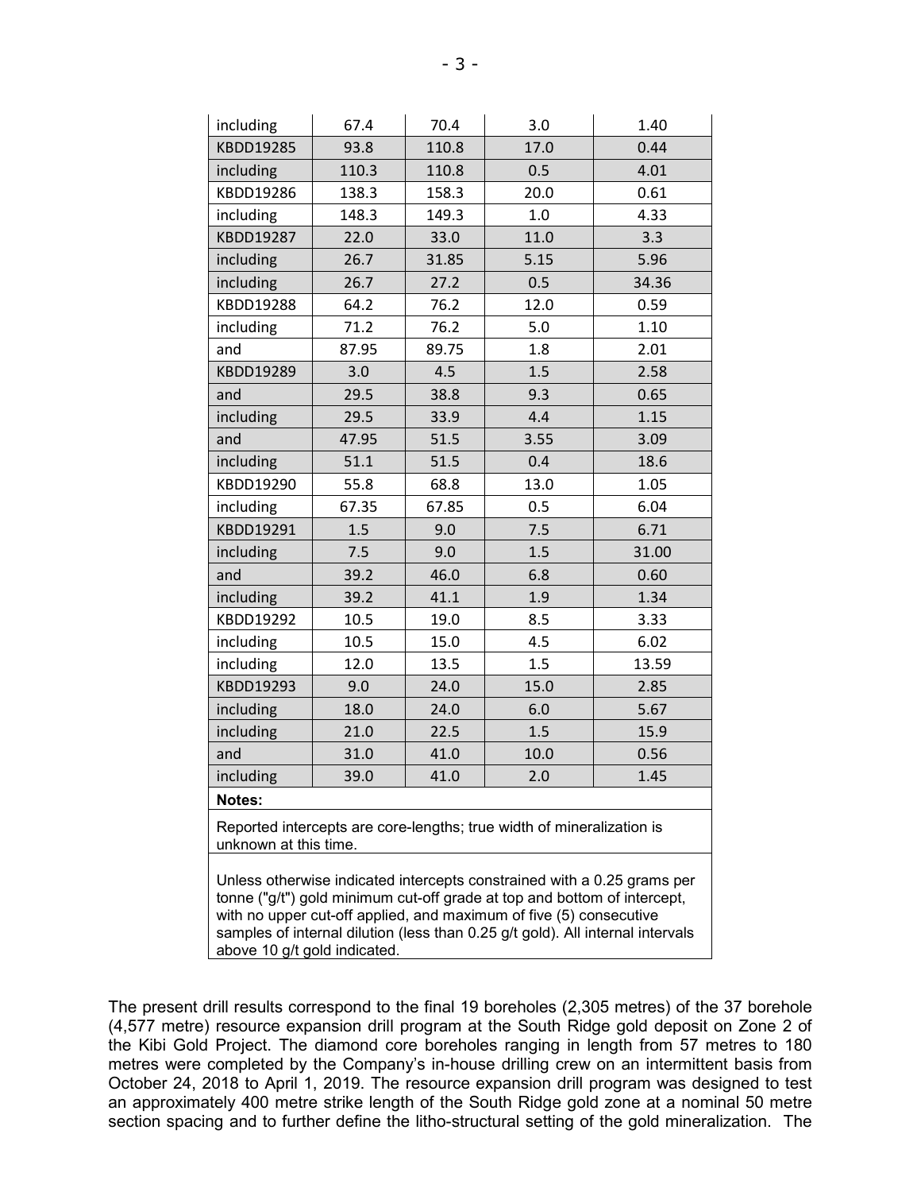| including | 67.4 | 70.4 | 3.0 | 1.40 |
|---|---|---|---|---|
| KBDD19285 | 93.8 | 110.8 | 17.0 | 0.44 |
| including | 110.3 | 110.8 | 0.5 | 4.01 |
| KBDD19286 | 138.3 | 158.3 | 20.0 | 0.61 |
| including | 148.3 | 149.3 | 1.0 | 4.33 |
| KBDD19287 | 22.0 | 33.0 | 11.0 | 3.3 |
| including | 26.7 | 31.85 | 5.15 | 5.96 |
| including | 26.7 | 27.2 | 0.5 | 34.36 |
| KBDD19288 | 64.2 | 76.2 | 12.0 | 0.59 |
| including | 71.2 | 76.2 | 5.0 | 1.10 |
| and | 87.95 | 89.75 | 1.8 | 2.01 |
| KBDD19289 | 3.0 | 4.5 | 1.5 | 2.58 |
| and | 29.5 | 38.8 | 9.3 | 0.65 |
| including | 29.5 | 33.9 | 4.4 | 1.15 |
| and | 47.95 | 51.5 | 3.55 | 3.09 |
| including | 51.1 | 51.5 | 0.4 | 18.6 |
| KBDD19290 | 55.8 | 68.8 | 13.0 | 1.05 |
| including | 67.35 | 67.85 | 0.5 | 6.04 |
| KBDD19291 | 1.5 | 9.0 | 7.5 | 6.71 |
| including | 7.5 | 9.0 | 1.5 | 31.00 |
| and | 39.2 | 46.0 | 6.8 | 0.60 |
| including | 39.2 | 41.1 | 1.9 | 1.34 |
| KBDD19292 | 10.5 | 19.0 | 8.5 | 3.33 |
| including | 10.5 | 15.0 | 4.5 | 6.02 |
| including | 12.0 | 13.5 | 1.5 | 13.59 |
| KBDD19293 | 9.0 | 24.0 | 15.0 | 2.85 |
| including | 18.0 | 24.0 | 6.0 | 5.67 |
| including | 21.0 | 22.5 | 1.5 | 15.9 |
| and | 31.0 | 41.0 | 10.0 | 0.56 |
| including | 39.0 | 41.0 | 2.0 | 1.45 |

**Notes:**

Reported intercepts are core-lengths; true width of mineralization is unknown at this time.

Unless otherwise indicated intercepts constrained with a 0.25 grams per tonne ("g/t") gold minimum cut-off grade at top and bottom of intercept, with no upper cut-off applied, and maximum of five (5) consecutive samples of internal dilution (less than 0.25 g/t gold). All internal intervals above 10 g/t gold indicated.

The present drill results correspond to the final 19 boreholes (2,305 metres) of the 37 borehole (4,577 metre) resource expansion drill program at the South Ridge gold deposit on Zone 2 of the Kibi Gold Project. The diamond core boreholes ranging in length from 57 metres to 180 metres were completed by the Company's in-house drilling crew on an intermittent basis from October 24, 2018 to April 1, 2019. The resource expansion drill program was designed to test an approximately 400 metre strike length of the South Ridge gold zone at a nominal 50 metre section spacing and to further define the litho-structural setting of the gold mineralization. The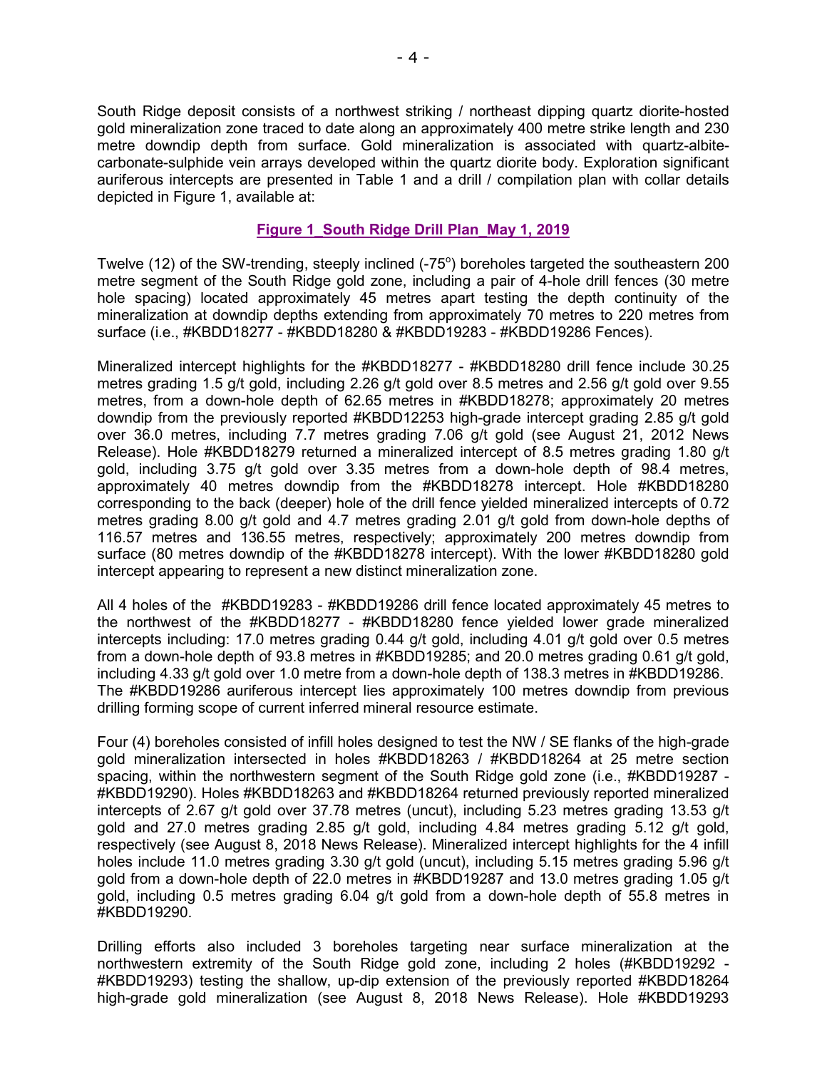South Ridge deposit consists of a northwest striking / northeast dipping quartz diorite-hosted gold mineralization zone traced to date along an approximately 400 metre strike length and 230 metre downdip depth from surface. Gold mineralization is associated with quartz-albite-carbonate-sulphide vein arrays developed within the quartz diorite body. Exploration significant auriferous intercepts are presented in Table 1 and a drill / compilation plan with collar details depicted in Figure 1, available at:

**Figure 1_South Ridge Drill Plan_May 1, 2019**

Twelve (12) of the SW-trending, steeply inclined (-75°) boreholes targeted the southeastern 200 metre segment of the South Ridge gold zone, including a pair of 4-hole drill fences (30 metre hole spacing) located approximately 45 metres apart testing the depth continuity of the mineralization at downdip depths extending from approximately 70 metres to 220 metres from surface (i.e., #KBDD18277 - #KBDD18280 & #KBDD19283 - #KBDD19286 Fences).

Mineralized intercept highlights for the #KBDD18277 - #KBDD18280 drill fence include 30.25 metres grading 1.5 g/t gold, including 2.26 g/t gold over 8.5 metres and 2.56 g/t gold over 9.55 metres, from a down-hole depth of 62.65 metres in #KBDD18278; approximately 20 metres downdip from the previously reported #KBDD12253 high-grade intercept grading 2.85 g/t gold over 36.0 metres, including 7.7 metres grading 7.06 g/t gold (see August 21, 2012 News Release). Hole #KBDD18279 returned a mineralized intercept of 8.5 metres grading 1.80 g/t gold, including 3.75 g/t gold over 3.35 metres from a down-hole depth of 98.4 metres, approximately 40 metres downdip from the #KBDD18278 intercept. Hole #KBDD18280 corresponding to the back (deeper) hole of the drill fence yielded mineralized intercepts of 0.72 metres grading 8.00 g/t gold and 4.7 metres grading 2.01 g/t gold from down-hole depths of 116.57 metres and 136.55 metres, respectively; approximately 200 metres downdip from surface (80 metres downdip of the #KBDD18278 intercept). With the lower #KBDD18280 gold intercept appearing to represent a new distinct mineralization zone.

All 4 holes of the #KBDD19283 - #KBDD19286 drill fence located approximately 45 metres to the northwest of the #KBDD18277 - #KBDD18280 fence yielded lower grade mineralized intercepts including: 17.0 metres grading 0.44 g/t gold, including 4.01 g/t gold over 0.5 metres from a down-hole depth of 93.8 metres in #KBDD19285; and 20.0 metres grading 0.61 g/t gold, including 4.33 g/t gold over 1.0 metre from a down-hole depth of 138.3 metres in #KBDD19286. The #KBDD19286 auriferous intercept lies approximately 100 metres downdip from previous drilling forming scope of current inferred mineral resource estimate.

Four (4) boreholes consisted of infill holes designed to test the NW / SE flanks of the high-grade gold mineralization intersected in holes #KBDD18263 / #KBDD18264 at 25 metre section spacing, within the northwestern segment of the South Ridge gold zone (i.e., #KBDD19287 - #KBDD19290). Holes #KBDD18263 and #KBDD18264 returned previously reported mineralized intercepts of 2.67 g/t gold over 37.78 metres (uncut), including 5.23 metres grading 13.53 g/t gold and 27.0 metres grading 2.85 g/t gold, including 4.84 metres grading 5.12 g/t gold, respectively (see August 8, 2018 News Release). Mineralized intercept highlights for the 4 infill holes include 11.0 metres grading 3.30 g/t gold (uncut), including 5.15 metres grading 5.96 g/t gold from a down-hole depth of 22.0 metres in #KBDD19287 and 13.0 metres grading 1.05 g/t gold, including 0.5 metres grading 6.04 g/t gold from a down-hole depth of 55.8 metres in #KBDD19290.

Drilling efforts also included 3 boreholes targeting near surface mineralization at the northwestern extremity of the South Ridge gold zone, including 2 holes (#KBDD19292 - #KBDD19293) testing the shallow, up-dip extension of the previously reported #KBDD18264 high-grade gold mineralization (see August 8, 2018 News Release). Hole #KBDD19293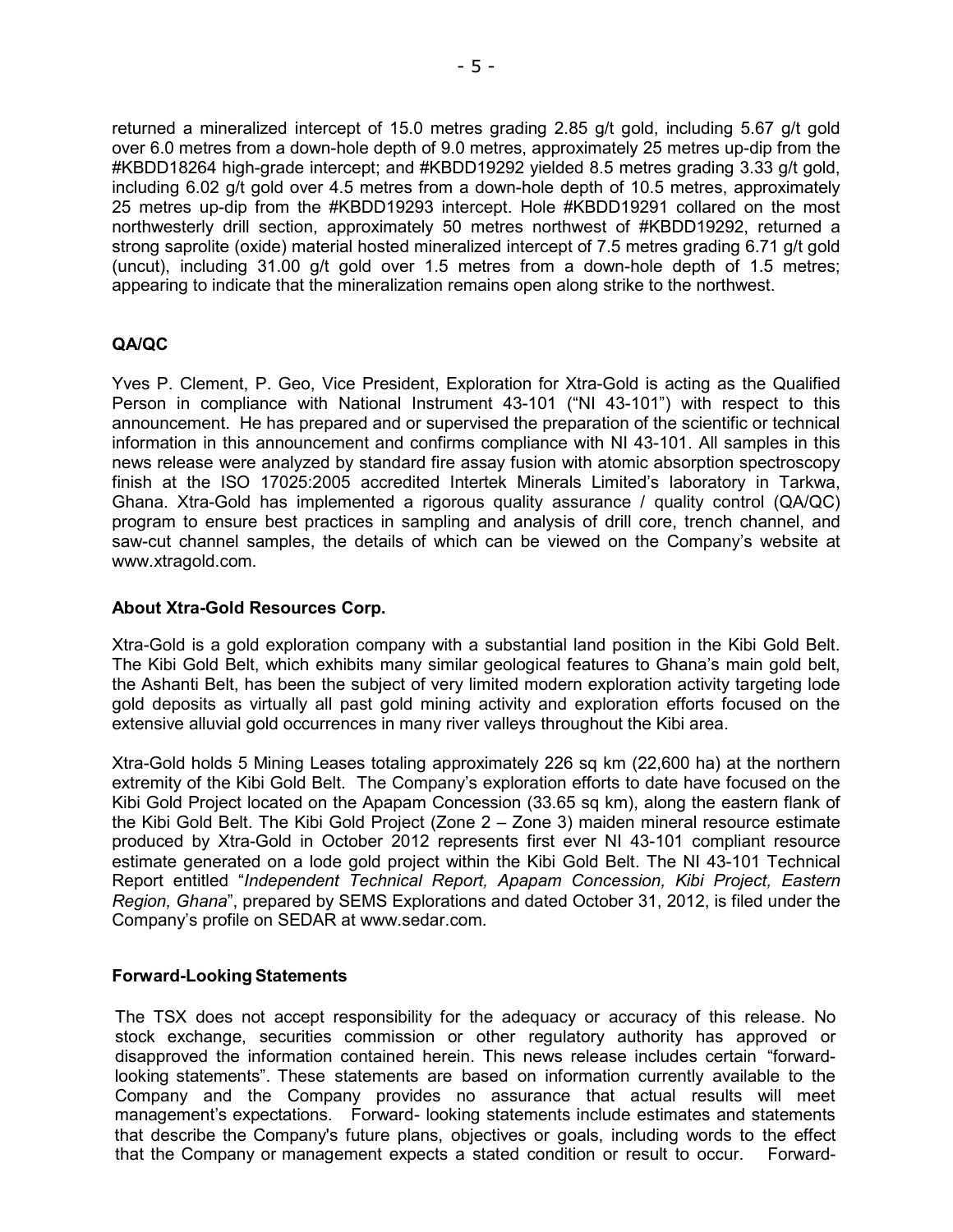returned a mineralized intercept of 15.0 metres grading 2.85 g/t gold, including 5.67 g/t gold over 6.0 metres from a down-hole depth of 9.0 metres, approximately 25 metres up-dip from the #KBDD18264 high-grade intercept; and #KBDD19292 yielded 8.5 metres grading 3.33 g/t gold, including 6.02 g/t gold over 4.5 metres from a down-hole depth of 10.5 metres, approximately 25 metres up-dip from the #KBDD19293 intercept. Hole #KBDD19291 collared on the most northwesterly drill section, approximately 50 metres northwest of #KBDD19292, returned a strong saprolite (oxide) material hosted mineralized intercept of 7.5 metres grading 6.71 g/t gold (uncut), including 31.00 g/t gold over 1.5 metres from a down-hole depth of 1.5 metres; appearing to indicate that the mineralization remains open along strike to the northwest.

**QA/QC**

Yves P. Clement, P. Geo, Vice President, Exploration for Xtra-Gold is acting as the Qualified Person in compliance with National Instrument 43-101 ("NI 43-101") with respect to this announcement. He has prepared and or supervised the preparation of the scientific or technical information in this announcement and confirms compliance with NI 43-101. All samples in this news release were analyzed by standard fire assay fusion with atomic absorption spectroscopy finish at the ISO 17025:2005 accredited Intertek Minerals Limited's laboratory in Tarkwa, Ghana. Xtra-Gold has implemented a rigorous quality assurance / quality control (QA/QC) program to ensure best practices in sampling and analysis of drill core, trench channel, and saw-cut channel samples, the details of which can be viewed on the Company's website at www.xtragold.com.

**About Xtra-Gold Resources Corp.**

Xtra-Gold is a gold exploration company with a substantial land position in the Kibi Gold Belt. The Kibi Gold Belt, which exhibits many similar geological features to Ghana's main gold belt, the Ashanti Belt, has been the subject of very limited modern exploration activity targeting lode gold deposits as virtually all past gold mining activity and exploration efforts focused on the extensive alluvial gold occurrences in many river valleys throughout the Kibi area.

Xtra-Gold holds 5 Mining Leases totaling approximately 226 sq km (22,600 ha) at the northern extremity of the Kibi Gold Belt. The Company's exploration efforts to date have focused on the Kibi Gold Project located on the Apapam Concession (33.65 sq km), along the eastern flank of the Kibi Gold Belt. The Kibi Gold Project (Zone 2 – Zone 3) maiden mineral resource estimate produced by Xtra-Gold in October 2012 represents first ever NI 43-101 compliant resource estimate generated on a lode gold project within the Kibi Gold Belt. The NI 43-101 Technical Report entitled "*Independent Technical Report, Apapam Concession, Kibi Project, Eastern Region, Ghana*", prepared by SEMS Explorations and dated October 31, 2012, is filed under the Company's profile on SEDAR at www.sedar.com.

**Forward-Looking Statements**

The TSX does not accept responsibility for the adequacy or accuracy of this release. No stock exchange, securities commission or other regulatory authority has approved or disapproved the information contained herein. This news release includes certain "forward-looking statements". These statements are based on information currently available to the Company and the Company provides no assurance that actual results will meet management's expectations. Forward- looking statements include estimates and statements that describe the Company's future plans, objectives or goals, including words to the effect that the Company or management expects a stated condition or result to occur. Forward-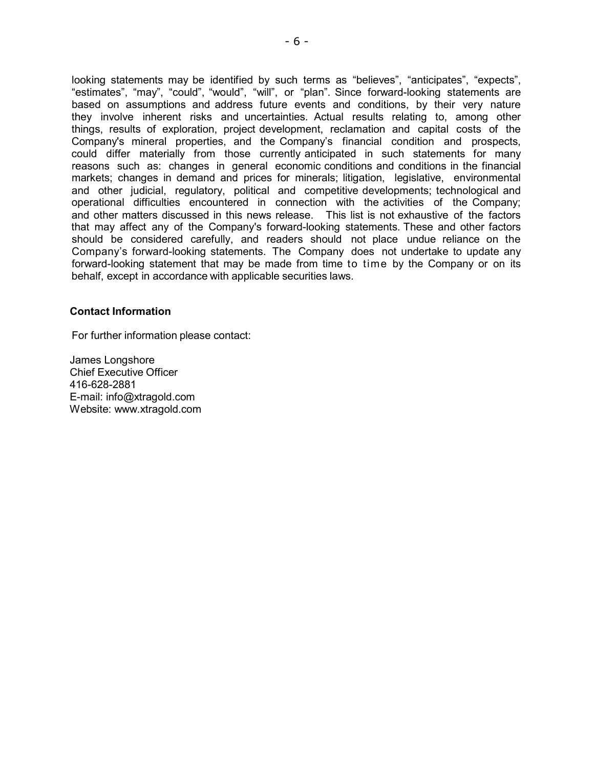looking statements may be identified by such terms as "believes", "anticipates", "expects", "estimates", "may", "could", "would", "will", or "plan". Since forward-looking statements are based on assumptions and address future events and conditions, by their very nature they involve inherent risks and uncertainties. Actual results relating to, among other things, results of exploration, project development, reclamation and capital costs of the Company's mineral properties, and the Company's financial condition and prospects, could differ materially from those currently anticipated in such statements for many reasons such as: changes in general economic conditions and conditions in the financial markets; changes in demand and prices for minerals; litigation, legislative, environmental and other judicial, regulatory, political and competitive developments; technological and operational difficulties encountered in connection with the activities of the Company; and other matters discussed in this news release. This list is not exhaustive of the factors that may affect any of the Company's forward-looking statements. These and other factors should be considered carefully, and readers should not place undue reliance on the Company's forward-looking statements. The Company does not undertake to update any forward-looking statement that may be made from time to time by the Company or on its behalf, except in accordance with applicable securities laws.

**Contact Information**

For further information please contact:

James Longshore
Chief Executive Officer
416-628-2881
E-mail: info@xtragold.com
Website: www.xtragold.com